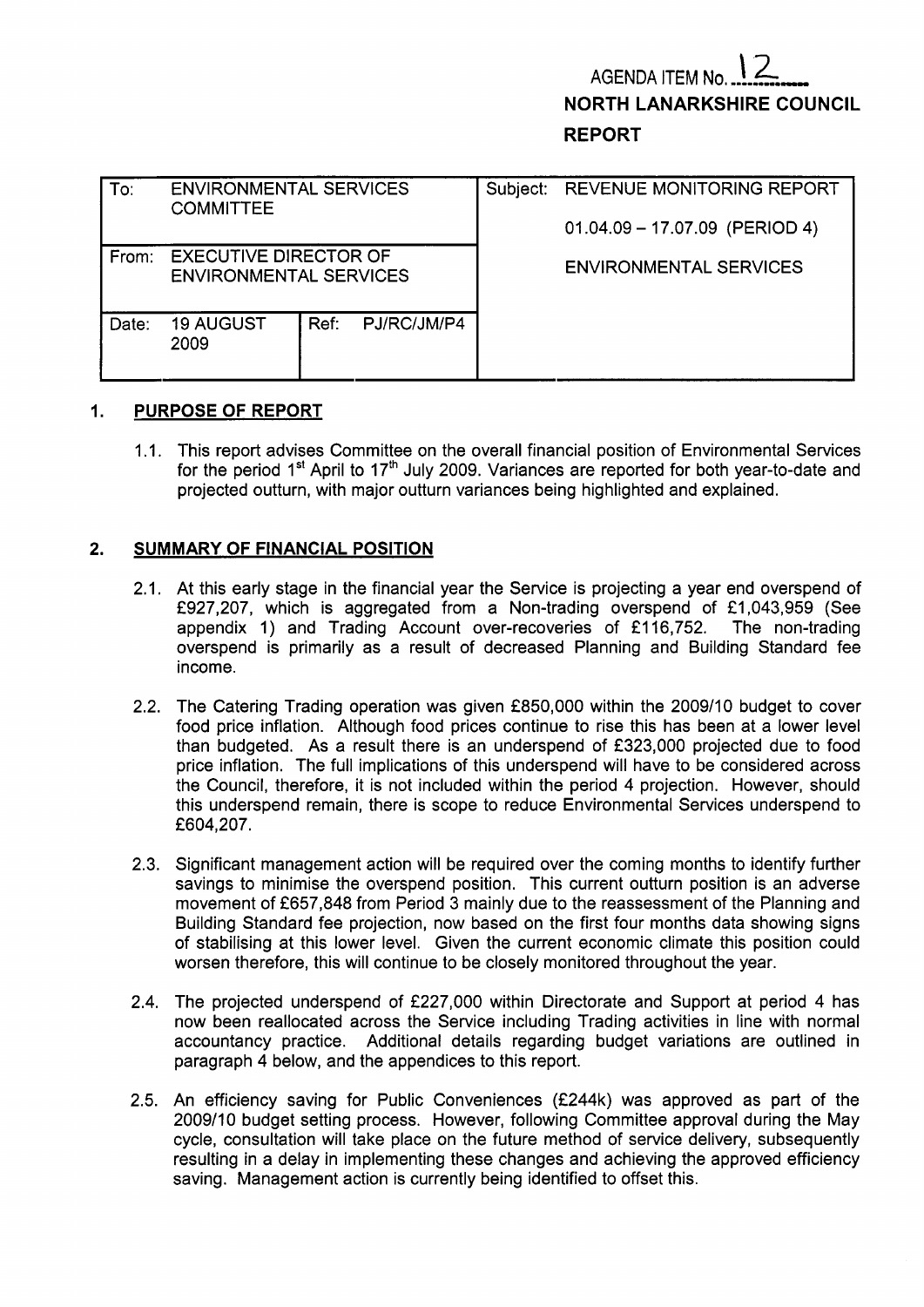AGENDA ITEM No. 12

**NORTH LANARKSHIRE COUNCIL**

**REPORT**

| To: | ENVIRONMENTAL SERVICES COMMITTEE | | | Subject: | REVENUE MONITORING REPORT<br>01.04.09 – 17.07.09 (PERIOD 4)<br>ENVIRONMENTAL SERVICES |
|---|---|---|---|---|---|
| From: | EXECUTIVE DIRECTOR OF ENVIRONMENTAL SERVICES | | | | |
| Date: | 19 AUGUST 2009 | Ref: | PJ/RC/JM/P4 | | |

## 1. PURPOSE OF REPORT

1.1. This report advises Committee on the overall financial position of Environmental Services for the period 1st April to 17th July 2009. Variances are reported for both year-to-date and projected outturn, with major outturn variances being highlighted and explained.

## 2. SUMMARY OF FINANCIAL POSITION

2.1. At this early stage in the financial year the Service is projecting a year end overspend of £927,207, which is aggregated from a Non-trading overspend of £1,043,959 (See appendix 1) and Trading Account over-recoveries of £116,752. The non-trading overspend is primarily as a result of decreased Planning and Building Standard fee income.

2.2. The Catering Trading operation was given £850,000 within the 2009/10 budget to cover food price inflation. Although food prices continue to rise this has been at a lower level than budgeted. As a result there is an underspend of £323,000 projected due to food price inflation. The full implications of this underspend will have to be considered across the Council, therefore, it is not included within the period 4 projection. However, should this underspend remain, there is scope to reduce Environmental Services underspend to £604,207.

2.3. Significant management action will be required over the coming months to identify further savings to minimise the overspend position. This current outturn position is an adverse movement of £657,848 from Period 3 mainly due to the reassessment of the Planning and Building Standard fee projection, now based on the first four months data showing signs of stabilising at this lower level. Given the current economic climate this position could worsen therefore, this will continue to be closely monitored throughout the year.

2.4. The projected underspend of £227,000 within Directorate and Support at period 4 has now been reallocated across the Service including Trading activities in line with normal accountancy practice. Additional details regarding budget variations are outlined in paragraph 4 below, and the appendices to this report.

2.5. An efficiency saving for Public Conveniences (£244k) was approved as part of the 2009/10 budget setting process. However, following Committee approval during the May cycle, consultation will take place on the future method of service delivery, subsequently resulting in a delay in implementing these changes and achieving the approved efficiency saving. Management action is currently being identified to offset this.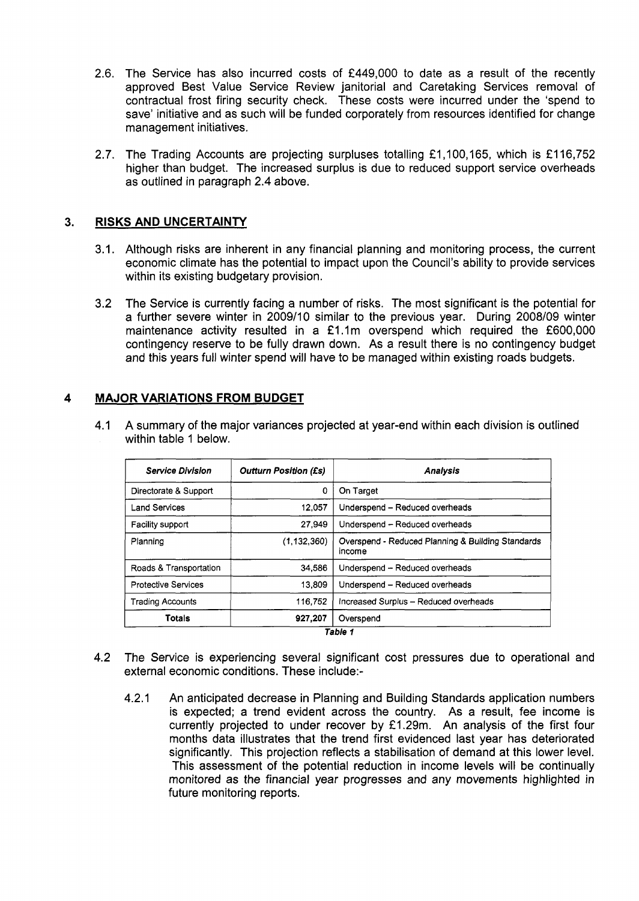2.6. The Service has also incurred costs of £449,000 to date as a result of the recently approved Best Value Service Review janitorial and Caretaking Services removal of contractual frost firing security check. These costs were incurred under the 'spend to save' initiative and as such will be funded corporately from resources identified for change management initiatives.

2.7. The Trading Accounts are projecting surpluses totalling £1,100,165, which is £116,752 higher than budget. The increased surplus is due to reduced support service overheads as outlined in paragraph 2.4 above.

## 3. RISKS AND UNCERTAINTY

3.1. Although risks are inherent in any financial planning and monitoring process, the current economic climate has the potential to impact upon the Council's ability to provide services within its existing budgetary provision.

3.2 The Service is currently facing a number of risks. The most significant is the potential for a further severe winter in 2009/10 similar to the previous year. During 2008/09 winter maintenance activity resulted in a £1.1m overspend which required the £600,000 contingency reserve to be fully drawn down. As a result there is no contingency budget and this years full winter spend will have to be managed within existing roads budgets.

## 4 MAJOR VARIATIONS FROM BUDGET

4.1 A summary of the major variances projected at year-end within each division is outlined within table 1 below.

| *Service Division* | *Outturn Position (£s)* | *Analysis* |
|---|---|---|
| Directorate & Support | 0 | On Target |
| Land Services | 12,057 | Underspend – Reduced overheads |
| Facility support | 27,949 | Underspend – Reduced overheads |
| Planning | (1,132,360) | Overspend - Reduced Planning & Building Standards income |
| Roads & Transportation | 34,586 | Underspend – Reduced overheads |
| Protective Services | 13,809 | Underspend – Reduced overheads |
| Trading Accounts | 116,752 | Increased Surplus – Reduced overheads |
| **Totals** | **927,207** | Overspend |

*Table 1*

4.2 The Service is experiencing several significant cost pressures due to operational and external economic conditions. These include:-

4.2.1 An anticipated decrease in Planning and Building Standards application numbers is expected; a trend evident across the country. As a result, fee income is currently projected to under recover by £1.29m. An analysis of the first four months data illustrates that the trend first evidenced last year has deteriorated significantly. This projection reflects a stabilisation of demand at this lower level. This assessment of the potential reduction in income levels will be continually monitored as the financial year progresses and any movements highlighted in future monitoring reports.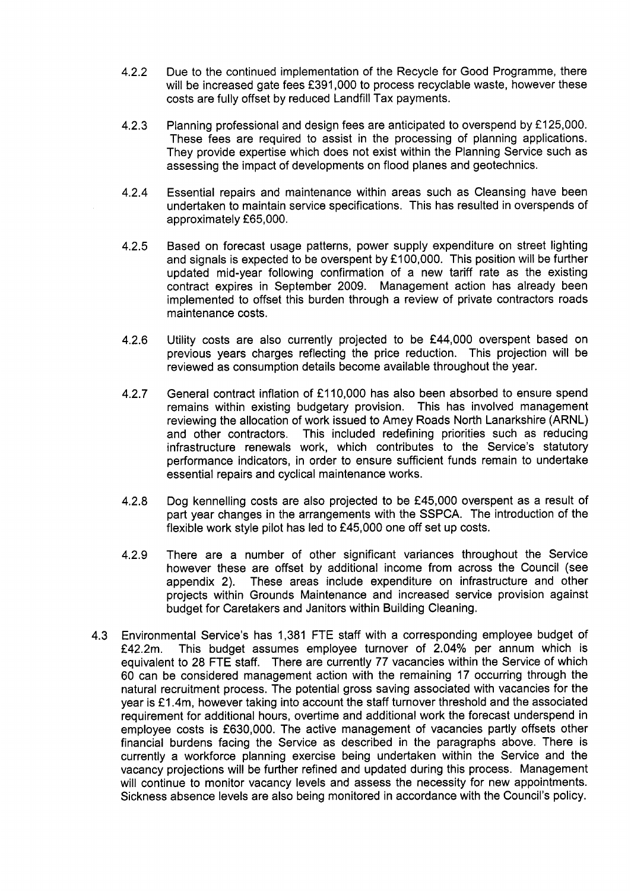4.2.2 Due to the continued implementation of the Recycle for Good Programme, there will be increased gate fees £391,000 to process recyclable waste, however these costs are fully offset by reduced Landfill Tax payments.

4.2.3 Planning professional and design fees are anticipated to overspend by £125,000. These fees are required to assist in the processing of planning applications. They provide expertise which does not exist within the Planning Service such as assessing the impact of developments on flood planes and geotechnics.

4.2.4 Essential repairs and maintenance within areas such as Cleansing have been undertaken to maintain service specifications. This has resulted in overspends of approximately £65,000.

4.2.5 Based on forecast usage patterns, power supply expenditure on street lighting and signals is expected to be overspent by £100,000. This position will be further updated mid-year following confirmation of a new tariff rate as the existing contract expires in September 2009. Management action has already been implemented to offset this burden through a review of private contractors roads maintenance costs.

4.2.6 Utility costs are also currently projected to be £44,000 overspent based on previous years charges reflecting the price reduction. This projection will be reviewed as consumption details become available throughout the year.

4.2.7 General contract inflation of £110,000 has also been absorbed to ensure spend remains within existing budgetary provision. This has involved management reviewing the allocation of work issued to Amey Roads North Lanarkshire (ARNL) and other contractors. This included redefining priorities such as reducing infrastructure renewals work, which contributes to the Service's statutory performance indicators, in order to ensure sufficient funds remain to undertake essential repairs and cyclical maintenance works.

4.2.8 Dog kennelling costs are also projected to be £45,000 overspent as a result of part year changes in the arrangements with the SSPCA. The introduction of the flexible work style pilot has led to £45,000 one off set up costs.

4.2.9 There are a number of other significant variances throughout the Service however these are offset by additional income from across the Council (see appendix 2). These areas include expenditure on infrastructure and other projects within Grounds Maintenance and increased service provision against budget for Caretakers and Janitors within Building Cleaning.

4.3 Environmental Service's has 1,381 FTE staff with a corresponding employee budget of £42.2m. This budget assumes employee turnover of 2.04% per annum which is equivalent to 28 FTE staff. There are currently 77 vacancies within the Service of which 60 can be considered management action with the remaining 17 occurring through the natural recruitment process. The potential gross saving associated with vacancies for the year is £1.4m, however taking into account the staff turnover threshold and the associated requirement for additional hours, overtime and additional work the forecast underspend in employee costs is £630,000. The active management of vacancies partly offsets other financial burdens facing the Service as described in the paragraphs above. There is currently a workforce planning exercise being undertaken within the Service and the vacancy projections will be further refined and updated during this process. Management will continue to monitor vacancy levels and assess the necessity for new appointments. Sickness absence levels are also being monitored in accordance with the Council's policy.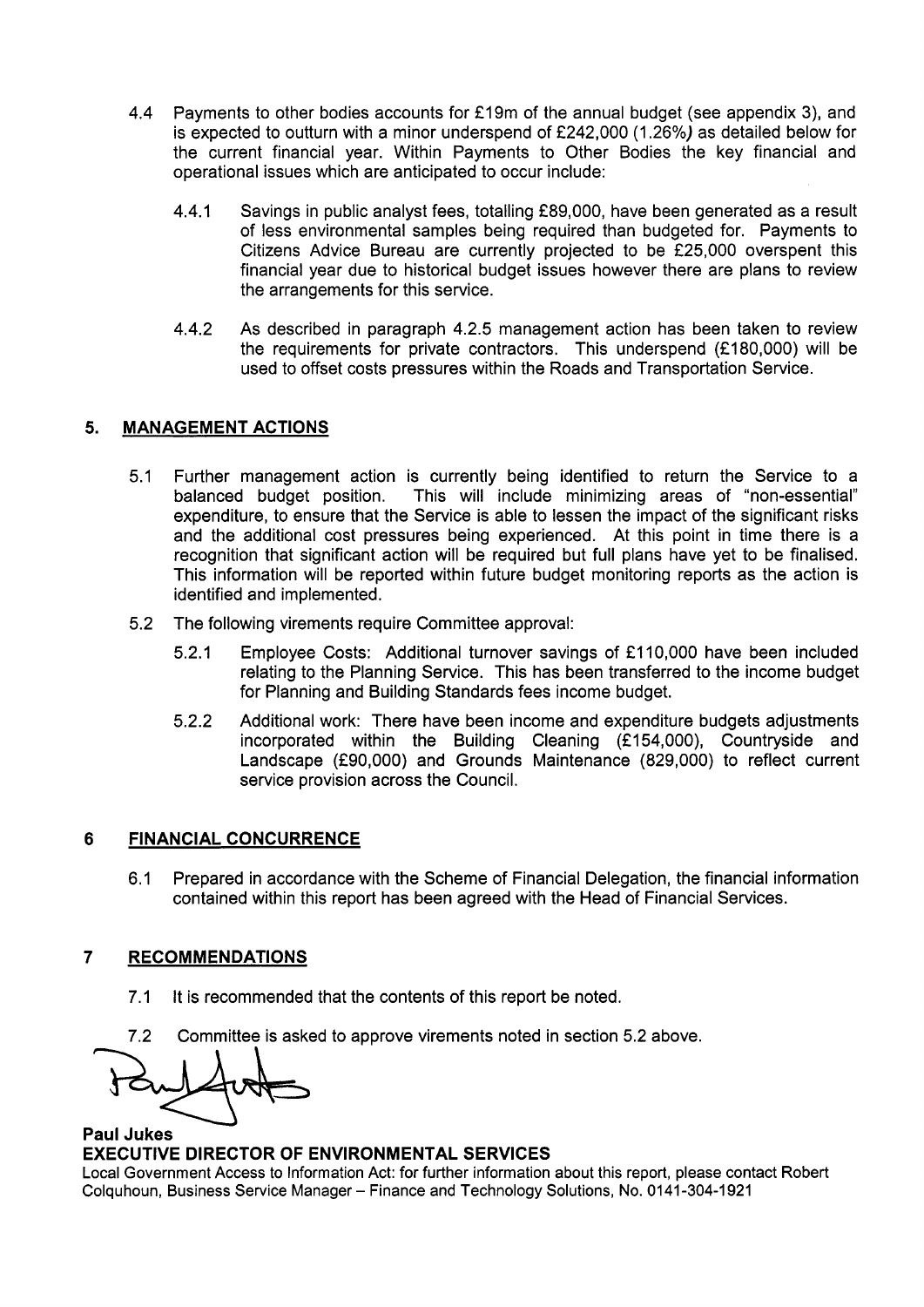4.4 Payments to other bodies accounts for £19m of the annual budget (see appendix 3), and is expected to outturn with a minor underspend of £242,000 (1.26%) as detailed below for the current financial year. Within Payments to Other Bodies the key financial and operational issues which are anticipated to occur include:

4.4.1 Savings in public analyst fees, totalling £89,000, have been generated as a result of less environmental samples being required than budgeted for. Payments to Citizens Advice Bureau are currently projected to be £25,000 overspent this financial year due to historical budget issues however there are plans to review the arrangements for this service.

4.4.2 As described in paragraph 4.2.5 management action has been taken to review the requirements for private contractors. This underspend (£180,000) will be used to offset costs pressures within the Roads and Transportation Service.

## 5. MANAGEMENT ACTIONS

5.1 Further management action is currently being identified to return the Service to a balanced budget position. This will include minimizing areas of "non-essential" expenditure, to ensure that the Service is able to lessen the impact of the significant risks and the additional cost pressures being experienced. At this point in time there is a recognition that significant action will be required but full plans have yet to be finalised. This information will be reported within future budget monitoring reports as the action is identified and implemented.

5.2 The following virements require Committee approval:

5.2.1 Employee Costs: Additional turnover savings of £110,000 have been included relating to the Planning Service. This has been transferred to the income budget for Planning and Building Standards fees income budget.

5.2.2 Additional work: There have been income and expenditure budgets adjustments incorporated within the Building Cleaning (£154,000), Countryside and Landscape (£90,000) and Grounds Maintenance (829,000) to reflect current service provision across the Council.

## 6 FINANCIAL CONCURRENCE

6.1 Prepared in accordance with the Scheme of Financial Delegation, the financial information contained within this report has been agreed with the Head of Financial Services.

## 7 RECOMMENDATIONS

7.1 It is recommended that the contents of this report be noted.

7.2 Committee is asked to approve virements noted in section 5.2 above.

**Paul Jukes**
**EXECUTIVE DIRECTOR OF ENVIRONMENTAL SERVICES**

Local Government Access to Information Act: for further information about this report, please contact Robert Colquhoun, Business Service Manager – Finance and Technology Solutions, No. 0141-304-1921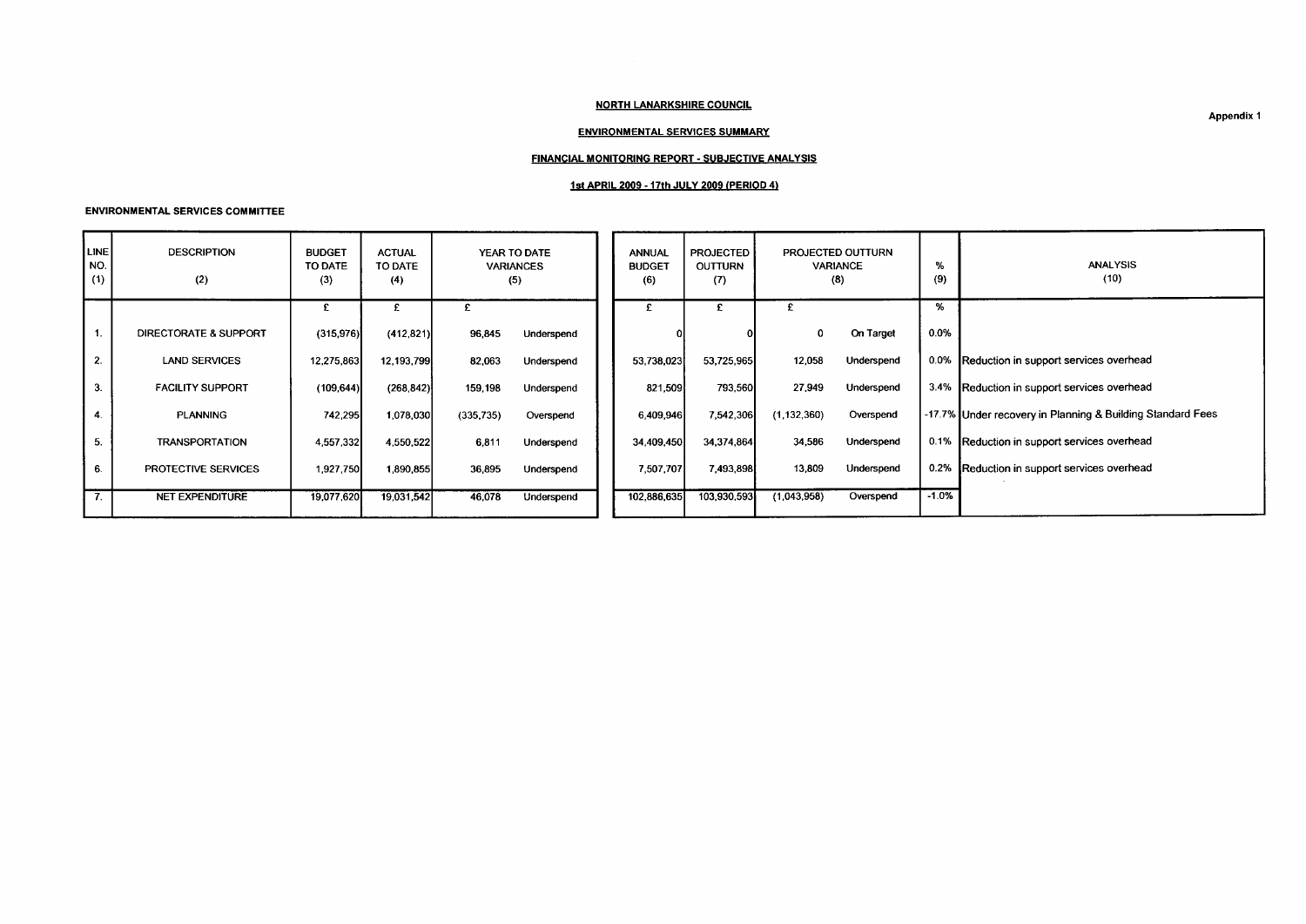Appendix 1

**NORTH LANARKSHIRE COUNCIL**

**ENVIRONMENTAL SERVICES SUMMARY**

**FINANCIAL MONITORING REPORT - SUBJECTIVE ANALYSIS**

**1st APRIL 2009 - 17th JULY 2009 (PERIOD 4)**

**ENVIRONMENTAL SERVICES COMMITTEE**

| LINE NO. (1) | DESCRIPTION (2) | BUDGET TO DATE (3) | ACTUAL TO DATE (4) | YEAR TO DATE VARIANCES (5) | | ANNUAL BUDGET (6) | PROJECTED OUTTURN (7) | PROJECTED OUTTURN VARIANCE (8) | | % (9) | ANALYSIS (10) |
|---|---|---|---|---|---|---|---|---|---|---|---|
| | | £ | £ | £ | | £ | £ | £ | | % | |
| 1. | DIRECTORATE & SUPPORT | (315,976) | (412,821) | 96,845 | Underspend | 0 | 0 | 0 | On Target | 0.0% | |
| 2. | LAND SERVICES | 12,275,863 | 12,193,799 | 82,063 | Underspend | 53,738,023 | 53,725,965 | 12,058 | Underspend | 0.0% | Reduction in support services overhead |
| 3. | FACILITY SUPPORT | (109,644) | (268,842) | 159,198 | Underspend | 821,509 | 793,560 | 27,949 | Underspend | 3.4% | Reduction in support services overhead |
| 4. | PLANNING | 742,295 | 1,078,030 | (335,735) | Overspend | 6,409,946 | 7,542,306 | (1,132,360) | Overspend | -17.7% | Under recovery in Planning & Building Standard Fees |
| 5. | TRANSPORTATION | 4,557,332 | 4,550,522 | 6,811 | Underspend | 34,409,450 | 34,374,864 | 34,586 | Underspend | 0.1% | Reduction in support services overhead |
| 6. | PROTECTIVE SERVICES | 1,927,750 | 1,890,855 | 36,895 | Underspend | 7,507,707 | 7,493,898 | 13,809 | Underspend | 0.2% | Reduction in support services overhead |
| 7. | NET EXPENDITURE | 19,077,620 | 19,031,542 | 46,078 | Underspend | 102,886,635 | 103,930,593 | (1,043,958) | Overspend | -1.0% | |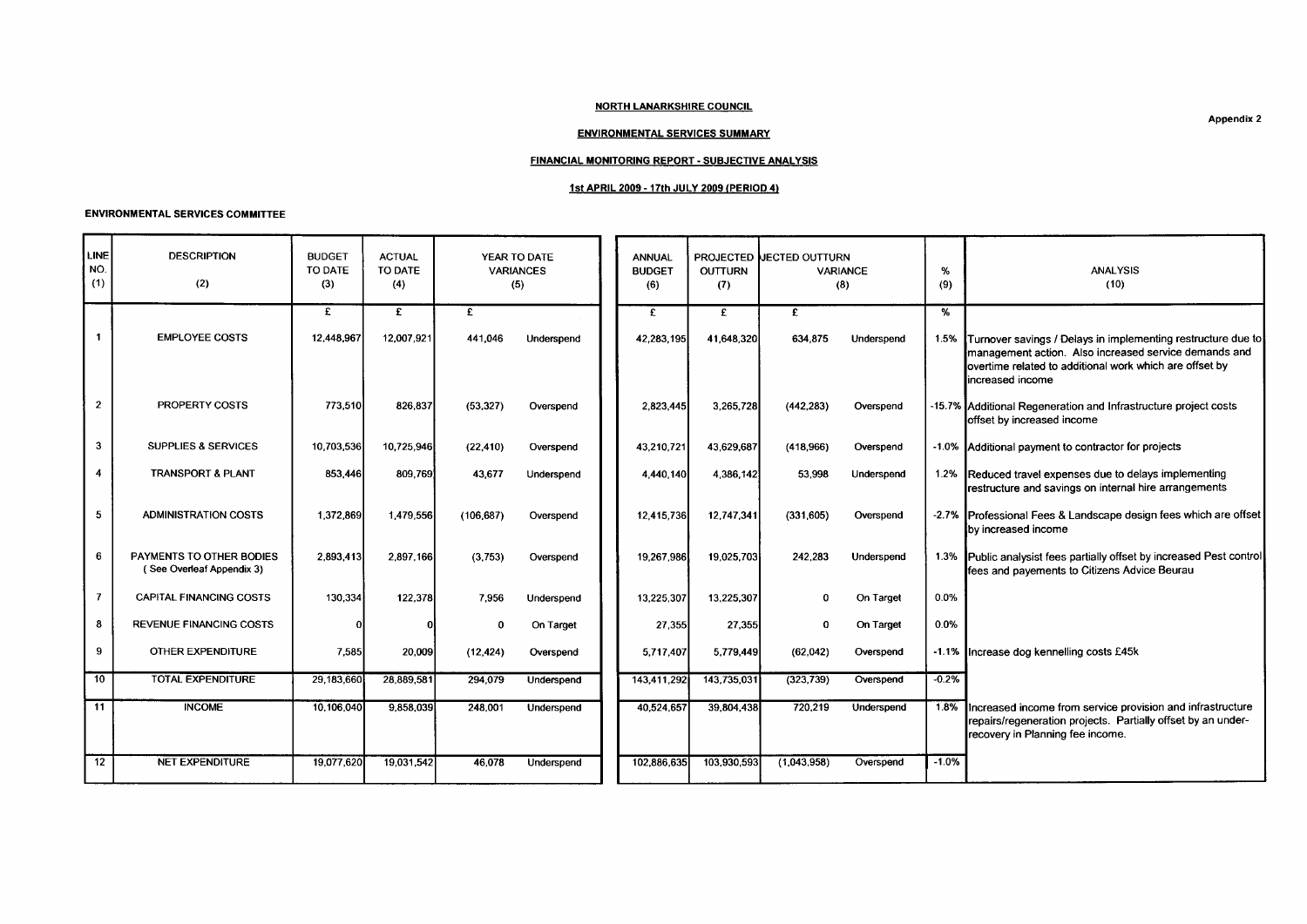**Appendix 2**

**NORTH LANARKSHIRE COUNCIL**

**ENVIRONMENTAL SERVICES SUMMARY**

**FINANCIAL MONITORING REPORT - SUBJECTIVE ANALYSIS**

**1st APRIL 2009 - 17th JULY 2009 (PERIOD 4)**

**ENVIRONMENTAL SERVICES COMMITTEE**

| LINE NO. (1) | DESCRIPTION (2) | BUDGET TO DATE (3) | ACTUAL TO DATE (4) | YEAR TO DATE VARIANCES (5) | | ANNUAL BUDGET (6) | PROJECTED OUTTURN (7) | PROJECTED OUTTURN VARIANCE (8) | | % (9) | ANALYSIS (10) |
|---|---|---|---|---|---|---|---|---|---|---|---|
| | | £ | £ | £ | | £ | £ | £ | | % | |
| 1 | EMPLOYEE COSTS | 12,448,967 | 12,007,921 | 441,046 | Underspend | 42,283,195 | 41,648,320 | 634,875 | Underspend | 1.5% | Turnover savings / Delays in implementing restructure due to management action. Also increased service demands and overtime related to additional work which are offset by increased income |
| 2 | PROPERTY COSTS | 773,510 | 826,837 | (53,327) | Overspend | 2,823,445 | 3,265,728 | (442,283) | Overspend | -15.7% | Additional Regeneration and Infrastructure project costs offset by increased income |
| 3 | SUPPLIES & SERVICES | 10,703,536 | 10,725,946 | (22,410) | Overspend | 43,210,721 | 43,629,687 | (418,966) | Overspend | -1.0% | Additional payment to contractor for projects |
| 4 | TRANSPORT & PLANT | 853,446 | 809,769 | 43,677 | Underspend | 4,440,140 | 4,386,142 | 53,998 | Underspend | 1.2% | Reduced travel expenses due to delays implementing restructure and savings on internal hire arrangements |
| 5 | ADMINISTRATION COSTS | 1,372,869 | 1,479,556 | (106,687) | Overspend | 12,415,736 | 12,747,341 | (331,605) | Overspend | -2.7% | Professional Fees & Landscape design fees which are offset by increased income |
| 6 | PAYMENTS TO OTHER BODIES ( See Overleaf Appendix 3) | 2,893,413 | 2,897,166 | (3,753) | Overspend | 19,267,986 | 19,025,703 | 242,283 | Underspend | 1.3% | Public analysist fees partially offset by increased Pest control fees and payements to Citizens Advice Beurau |
| 7 | CAPITAL FINANCING COSTS | 130,334 | 122,378 | 7,956 | Underspend | 13,225,307 | 13,225,307 | 0 | On Target | 0.0% | |
| 8 | REVENUE FINANCING COSTS | 0 | 0 | 0 | On Target | 27,355 | 27,355 | 0 | On Target | 0.0% | |
| 9 | OTHER EXPENDITURE | 7,585 | 20,009 | (12,424) | Overspend | 5,717,407 | 5,779,449 | (62,042) | Overspend | -1.1% | Increase dog kennelling costs £45k |
| 10 | TOTAL EXPENDITURE | 29,183,660 | 28,889,581 | 294,079 | Underspend | 143,411,292 | 143,735,031 | (323,739) | Overspend | -0.2% | |
| 11 | INCOME | 10,106,040 | 9,858,039 | 248,001 | Underspend | 40,524,657 | 39,804,438 | 720,219 | Underspend | 1.8% | Increased income from service provision and infrastructure repairs/regeneration projects. Partially offset by an under-recovery in Planning fee income. |
| 12 | NET EXPENDITURE | 19,077,620 | 19,031,542 | 46,078 | Underspend | 102,886,635 | 103,930,593 | (1,043,958) | Overspend | -1.0% | |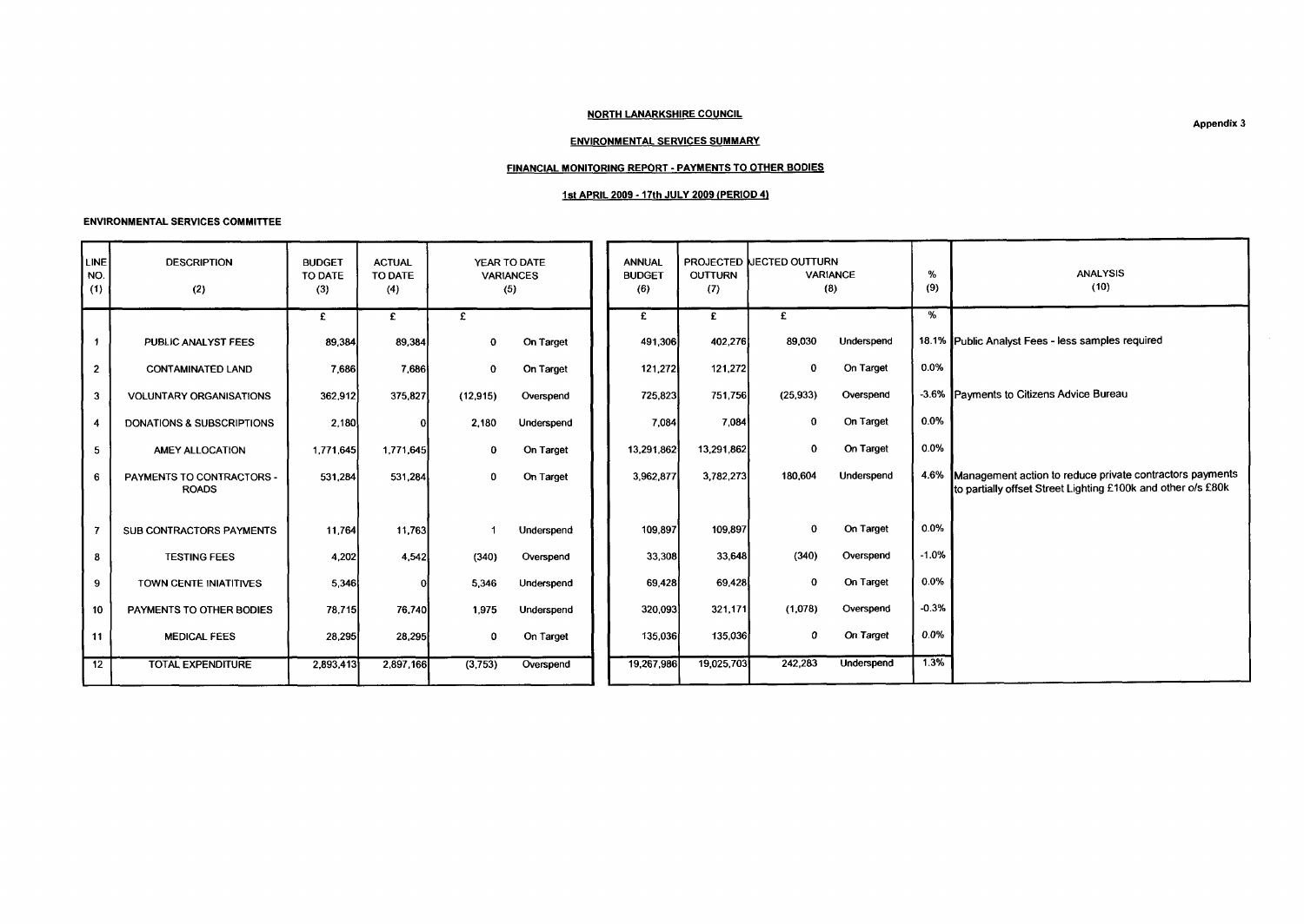Appendix 3

# NORTH LANARKSHIRE COUNCIL

## ENVIRONMENTAL SERVICES SUMMARY

## FINANCIAL MONITORING REPORT - PAYMENTS TO OTHER BODIES

### 1st APRIL 2009 - 17th JULY 2009 (PERIOD 4)

**ENVIRONMENTAL SERVICES COMMITTEE**

| LINE NO. (1) | DESCRIPTION (2) | BUDGET TO DATE (3) | ACTUAL TO DATE (4) | YEAR TO DATE VARIANCES (5) | | ANNUAL BUDGET (6) | PROJECTED OUTTURN (7) | PROJECTED OUTTURN VARIANCE (8) | | % (9) | ANALYSIS (10) |
|---|---|---|---|---|---|---|---|---|---|---|---|
| | | £ | £ | £ | | £ | £ | £ | | % | |
| 1 | PUBLIC ANALYST FEES | 89,384 | 89,384 | 0 | On Target | 491,306 | 402,276 | 89,030 | Underspend | 18.1% | Public Analyst Fees - less samples required |
| 2 | CONTAMINATED LAND | 7,686 | 7,686 | 0 | On Target | 121,272 | 121,272 | 0 | On Target | 0.0% | |
| 3 | VOLUNTARY ORGANISATIONS | 362,912 | 375,827 | (12,915) | Overspend | 725,823 | 751,756 | (25,933) | Overspend | -3.6% | Payments to Citizens Advice Bureau |
| 4 | DONATIONS & SUBSCRIPTIONS | 2,180 | 0 | 2,180 | Underspend | 7,084 | 7,084 | 0 | On Target | 0.0% | |
| 5 | AMEY ALLOCATION | 1,771,645 | 1,771,645 | 0 | On Target | 13,291,862 | 13,291,862 | 0 | On Target | 0.0% | |
| 6 | PAYMENTS TO CONTRACTORS - ROADS | 531,284 | 531,284 | 0 | On Target | 3,962,877 | 3,782,273 | 180,604 | Underspend | 4.6% | Management action to reduce private contractors payments to partially offset Street Lighting £100k and other o/s £80k |
| 7 | SUB CONTRACTORS PAYMENTS | 11,764 | 11,763 | 1 | Underspend | 109,897 | 109,897 | 0 | On Target | 0.0% | |
| 8 | TESTING FEES | 4,202 | 4,542 | (340) | Overspend | 33,308 | 33,648 | (340) | Overspend | -1.0% | |
| 9 | TOWN CENTE INIATITIVES | 5,346 | 0 | 5,346 | Underspend | 69,428 | 69,428 | 0 | On Target | 0.0% | |
| 10 | PAYMENTS TO OTHER BODIES | 78,715 | 76,740 | 1,975 | Underspend | 320,093 | 321,171 | (1,078) | Overspend | -0.3% | |
| 11 | MEDICAL FEES | 28,295 | 28,295 | 0 | On Target | 135,036 | 135,036 | 0 | On Target | 0.0% | |
| 12 | TOTAL EXPENDITURE | 2,893,413 | 2,897,166 | (3,753) | Overspend | 19,267,986 | 19,025,703 | 242,283 | Underspend | 1.3% | |